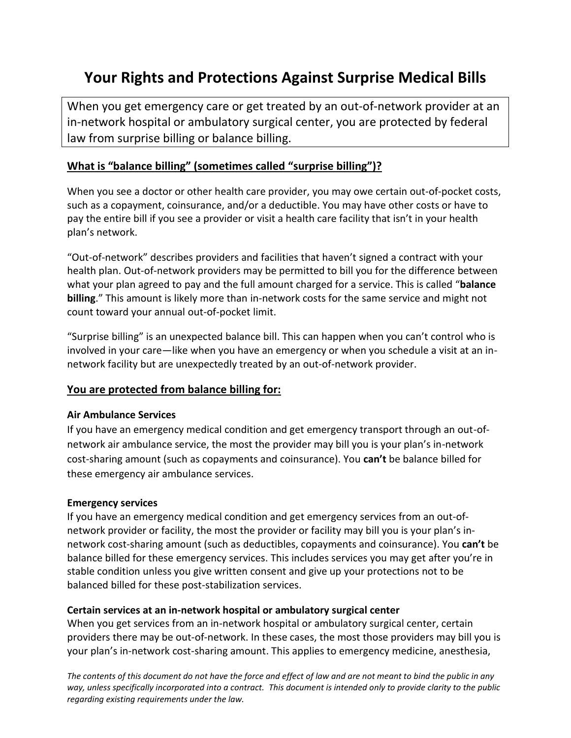# Your Rights and Protections Against Surprise Medical Bills

When you get emergency care or get treated by an out-of-network provider at an in-network hospital or ambulatory surgical center, you are protected by federal law from surprise billing or balance billing.

## What is "balance billing" (sometimes called "surprise billing")?

When you see a doctor or other health care provider, you may owe certain out-of-pocket costs, such as a copayment, coinsurance, and/or a deductible. You may have other costs or have to pay the entire bill if you see a provider or visit a health care facility that isn't in your health plan's network.

"Out-of-network" describes providers and facilities that haven't signed a contract with your health plan. Out-of-network providers may be permitted to bill you for the difference between what your plan agreed to pay and the full amount charged for a service. This is called "**balance billing**." This amount is likely more than in-network costs for the same service and might not count toward your annual out-of-pocket limit.

"Surprise billing" is an unexpected balance bill. This can happen when you can't control who is involved in your care—like when you have an emergency or when you schedule a visit at an in-network facility but are unexpectedly treated by an out-of-network provider.

## You are protected from balance billing for:

### Air Ambulance Services

If you have an emergency medical condition and get emergency transport through an out-of-network air ambulance service, the most the provider may bill you is your plan's in-network cost-sharing amount (such as copayments and coinsurance). You **can't** be balance billed for these emergency air ambulance services.

### Emergency services

If you have an emergency medical condition and get emergency services from an out-of-network provider or facility, the most the provider or facility may bill you is your plan's in-network cost-sharing amount (such as deductibles, copayments and coinsurance). You **can't** be balance billed for these emergency services. This includes services you may get after you're in stable condition unless you give written consent and give up your protections not to be balanced billed for these post-stabilization services.

### Certain services at an in-network hospital or ambulatory surgical center

When you get services from an in-network hospital or ambulatory surgical center, certain providers there may be out-of-network. In these cases, the most those providers may bill you is your plan's in-network cost-sharing amount. This applies to emergency medicine, anesthesia,

*The contents of this document do not have the force and effect of law and are not meant to bind the public in any way, unless specifically incorporated into a contract. This document is intended only to provide clarity to the public regarding existing requirements under the law.*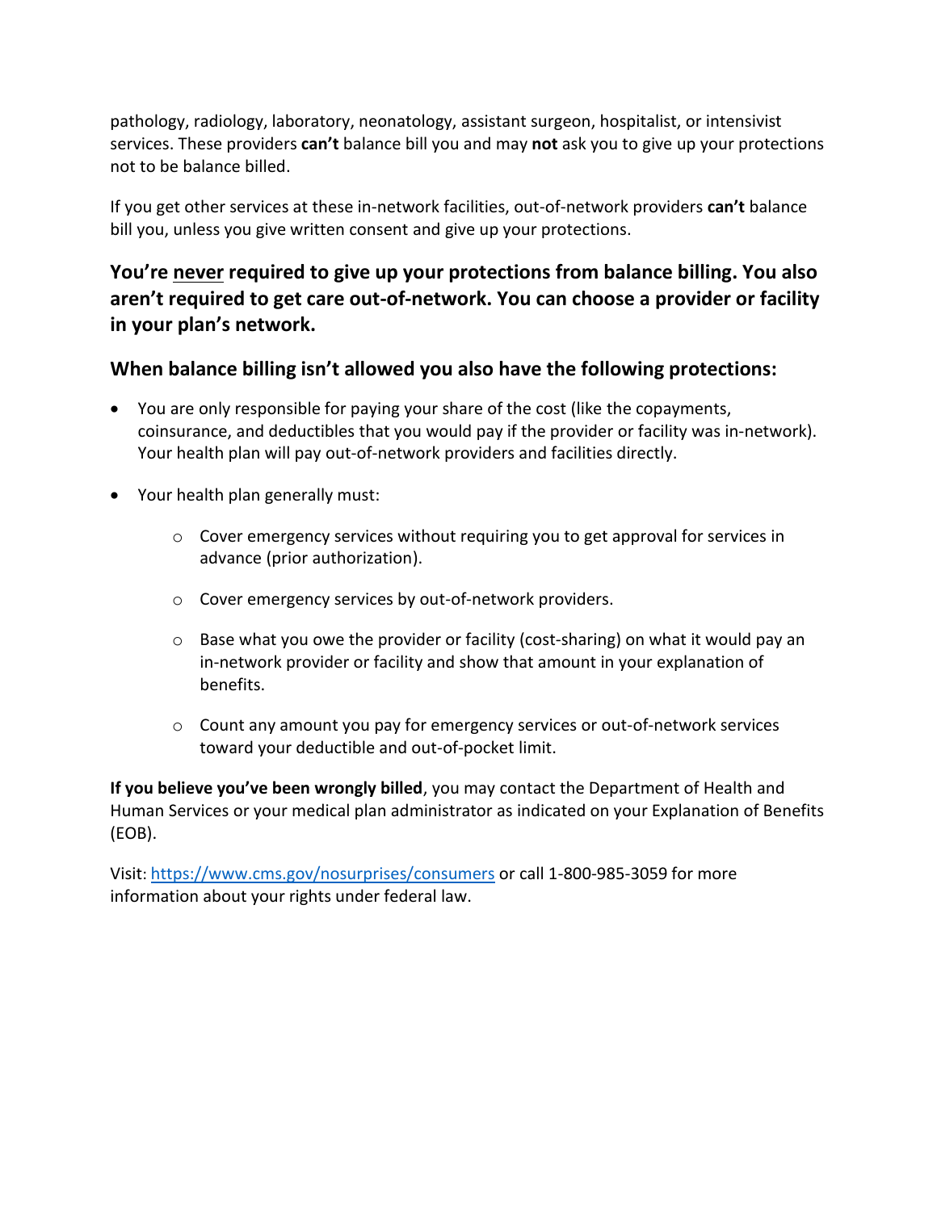pathology, radiology, laboratory, neonatology, assistant surgeon, hospitalist, or intensivist services. These providers **can't** balance bill you and may **not** ask you to give up your protections not to be balance billed.

If you get other services at these in-network facilities, out-of-network providers **can't** balance bill you, unless you give written consent and give up your protections.

### You're <u>never</u> required to give up your protections from balance billing. You also aren't required to get care out-of-network. You can choose a provider or facility in your plan's network.

### When balance billing isn't allowed you also have the following protections:

- You are only responsible for paying your share of the cost (like the copayments, coinsurance, and deductibles that you would pay if the provider or facility was in-network). Your health plan will pay out-of-network providers and facilities directly.
- Your health plan generally must:
  - Cover emergency services without requiring you to get approval for services in advance (prior authorization).
  - Cover emergency services by out-of-network providers.
  - Base what you owe the provider or facility (cost-sharing) on what it would pay an in-network provider or facility and show that amount in your explanation of benefits.
  - Count any amount you pay for emergency services or out-of-network services toward your deductible and out-of-pocket limit.

**If you believe you've been wrongly billed**, you may contact the Department of Health and Human Services or your medical plan administrator as indicated on your Explanation of Benefits (EOB).

Visit: [https://www.cms.gov/nosurprises/consumers](https://www.cms.gov/nosurprises/consumers) or call 1-800-985-3059 for more information about your rights under federal law.